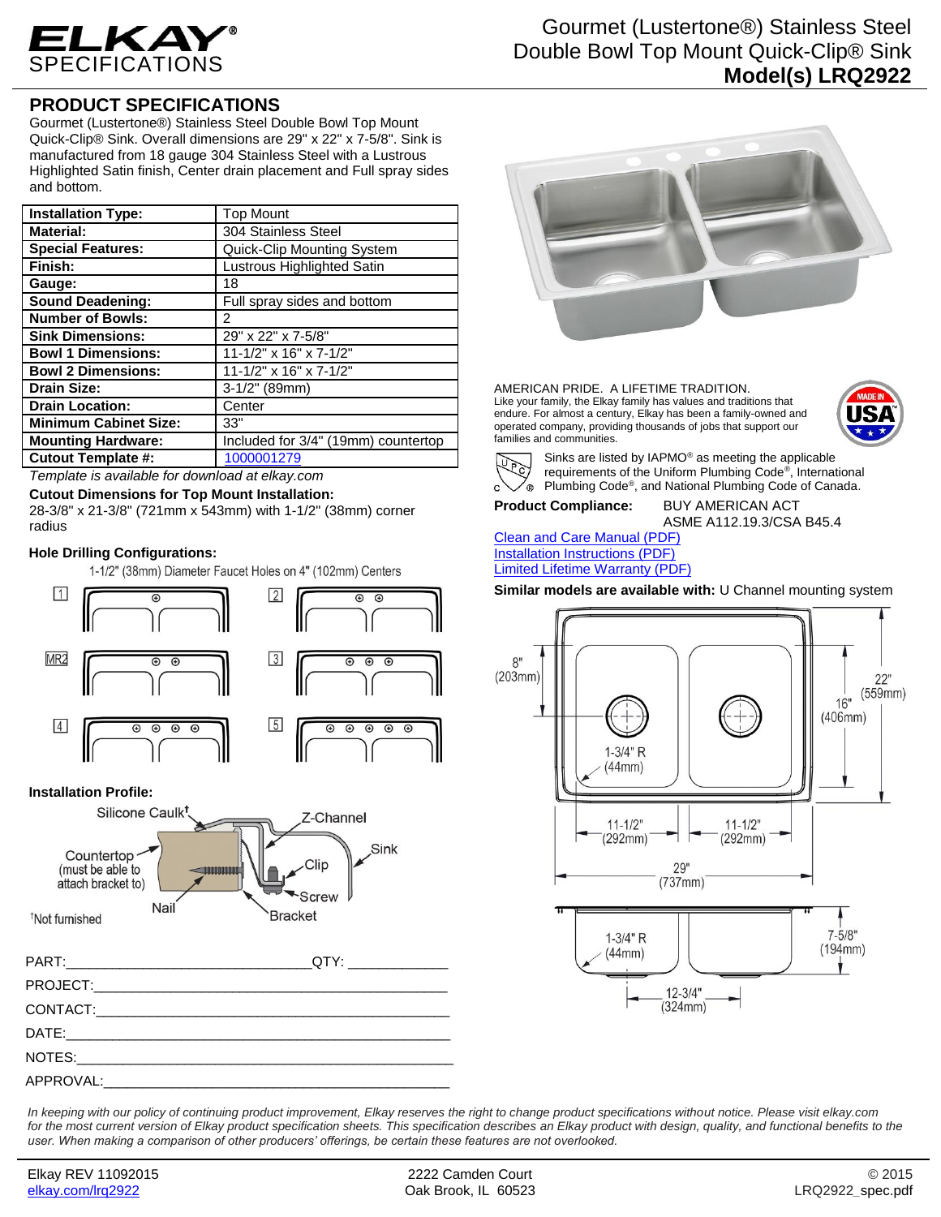# ELKAY SPECIFICATIONS

Gourmet (Lustertone®) Stainless Steel Double Bowl Top Mount Quick-Clip® Sink
**Model(s) LRQ2922**

## PRODUCT SPECIFICATIONS

Gourmet (Lustertone®) Stainless Steel Double Bowl Top Mount Quick-Clip® Sink. Overall dimensions are 29" x 22" x 7-5/8". Sink is manufactured from 18 gauge 304 Stainless Steel with a Lustrous Highlighted Satin finish, Center drain placement and Full spray sides and bottom.

| | |
|---|---|
| **Installation Type:** | Top Mount |
| **Material:** | 304 Stainless Steel |
| **Special Features:** | Quick-Clip Mounting System |
| **Finish:** | Lustrous Highlighted Satin |
| **Gauge:** | 18 |
| **Sound Deadening:** | Full spray sides and bottom |
| **Number of Bowls:** | 2 |
| **Sink Dimensions:** | 29" x 22" x 7-5/8" |
| **Bowl 1 Dimensions:** | 11-1/2" x 16" x 7-1/2" |
| **Bowl 2 Dimensions:** | 11-1/2" x 16" x 7-1/2" |
| **Drain Size:** | 3-1/2" (89mm) |
| **Drain Location:** | Center |
| **Minimum Cabinet Size:** | 33" |
| **Mounting Hardware:** | Included for 3/4" (19mm) countertop |
| **Cutout Template #:** | 1000001279 |

*Template is available for download at elkay.com*

**Cutout Dimensions for Top Mount Installation:**
28-3/8" x 21-3/8" (721mm x 543mm) with 1-1/2" (38mm) corner radius

**Hole Drilling Configurations:**
1-1/2" (38mm) Diameter Faucet Holes on 4" (102mm) Centers

1, 2, MR2, 3, 4, 5

**Installation Profile:**
Silicone Caulk†, Z-Channel, Sink, Countertop (must be able to attach bracket to), Clip, Screw, Nail, Bracket

†Not furnished

PART:______________________________QTY: ____________
PROJECT:____________________________________________
CONTACT:____________________________________________
DATE:_______________________________________________
NOTES:______________________________________________
APPROVAL:___________________________________________

AMERICAN PRIDE. A LIFETIME TRADITION.
Like your family, the Elkay family has values and traditions that endure. For almost a century, Elkay has been a family-owned and operated company, providing thousands of jobs that support our families and communities.

Sinks are listed by IAPMO® as meeting the applicable requirements of the Uniform Plumbing Code®, International Plumbing Code®, and National Plumbing Code of Canada.

**Product Compliance:** BUY AMERICAN ACT
ASME A112.19.3/CSA B45.4

Clean and Care Manual (PDF)
Installation Instructions (PDF)
Limited Lifetime Warranty (PDF)

**Similar models are available with:** U Channel mounting system

8" (203mm); 22" (559mm); 16" (406mm); 1-3/4" R (44mm); 11-1/2" (292mm); 11-1/2" (292mm); 29" (737mm); 1-3/4" R (44mm); 7-5/8" (194mm); 12-3/4" (324mm)

*In keeping with our policy of continuing product improvement, Elkay reserves the right to change product specifications without notice. Please visit elkay.com for the most current version of Elkay product specification sheets. This specification describes an Elkay product with design, quality, and functional benefits to the user. When making a comparison of other producers' offerings, be certain these features are not overlooked.*

Elkay REV 11092015
elkay.com/lrq2922
2222 Camden Court
Oak Brook, IL 60523
© 2015
LRQ2922_spec.pdf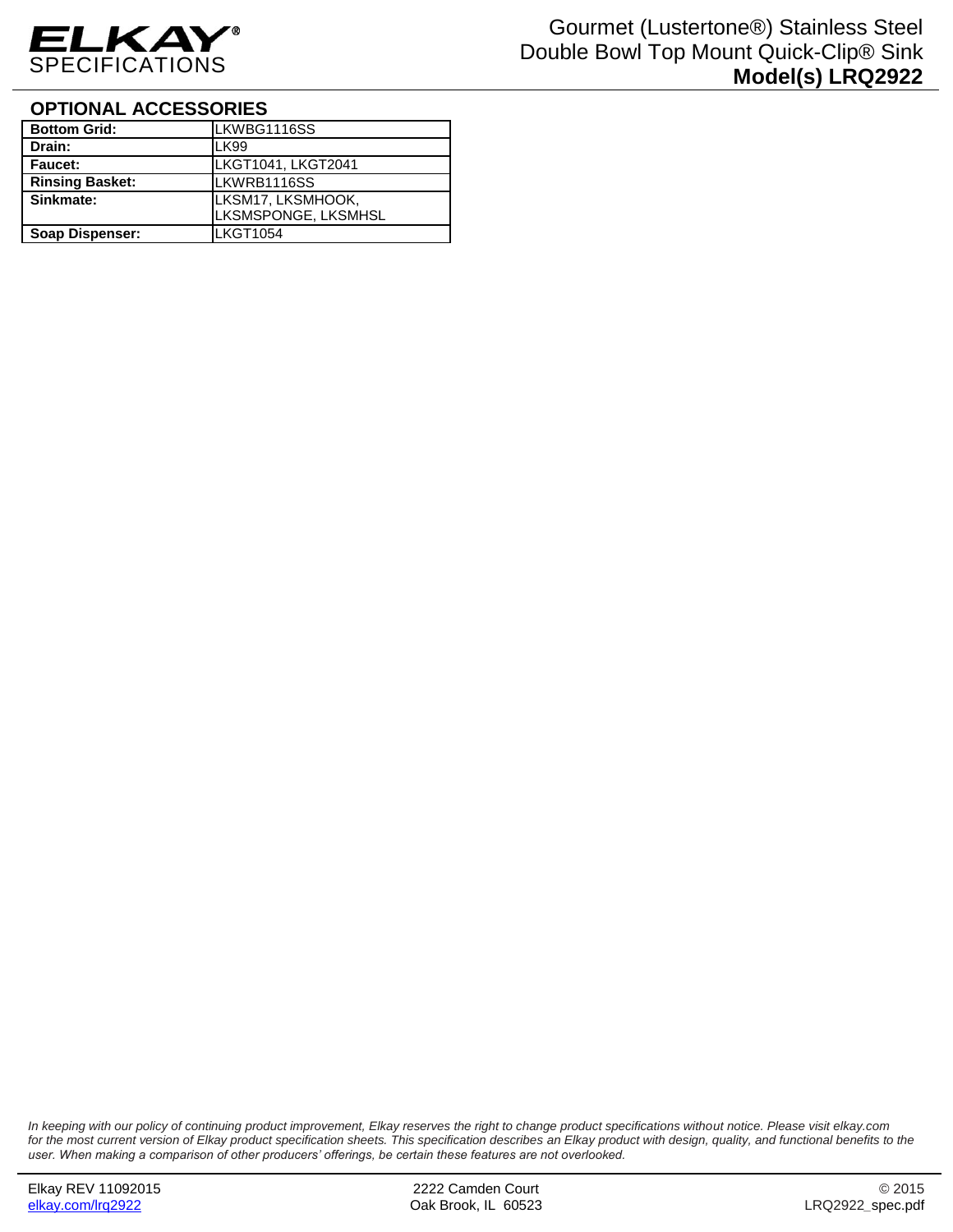## OPTIONAL ACCESSORIES

| | |
|---|---|
| **Bottom Grid:** | LKWBG1116SS |
| **Drain:** | LK99 |
| **Faucet:** | LKGT1041, LKGT2041 |
| **Rinsing Basket:** | LKWRB1116SS |
| **Sinkmate:** | LKSM17, LKSMHOOK, LKSMSPONGE, LKSMHSL |
| **Soap Dispenser:** | LKGT1054 |

*In keeping with our policy of continuing product improvement, Elkay reserves the right to change product specifications without notice. Please visit elkay.com for the most current version of Elkay product specification sheets. This specification describes an Elkay product with design, quality, and functional benefits to the user. When making a comparison of other producers' offerings, be certain these features are not overlooked.*